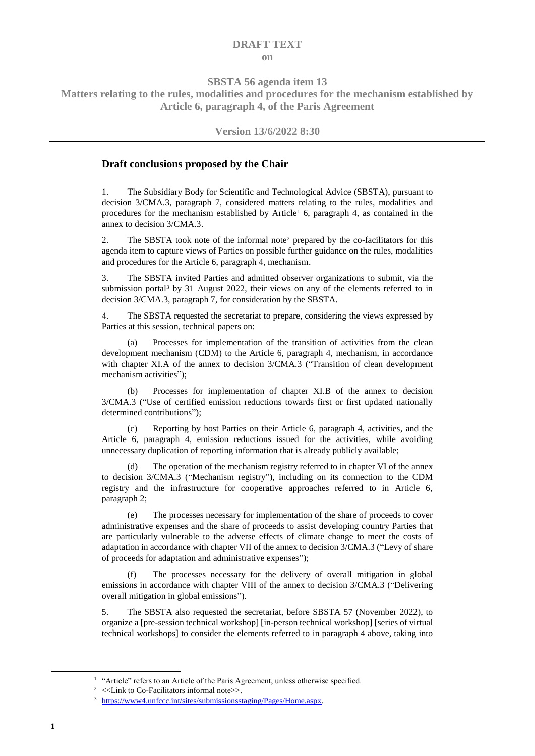**DRAFT TEXT**

**on**

**SBSTA 56 agenda item 13**

**Matters relating to the rules, modalities and procedures for the mechanism established by Article 6, paragraph 4, of the Paris Agreement**

**Version 13/6/2022 8:30**

---

## Draft conclusions proposed by the Chair

1. The Subsidiary Body for Scientific and Technological Advice (SBSTA), pursuant to decision 3/CMA.3, paragraph 7, considered matters relating to the rules, modalities and procedures for the mechanism established by Article[1] 6, paragraph 4, as contained in the annex to decision 3/CMA.3.

2. The SBSTA took note of the informal note[2] prepared by the co-facilitators for this agenda item to capture views of Parties on possible further guidance on the rules, modalities and procedures for the Article 6, paragraph 4, mechanism.

3. The SBSTA invited Parties and admitted observer organizations to submit, via the submission portal[3] by 31 August 2022, their views on any of the elements referred to in decision 3/CMA.3, paragraph 7, for consideration by the SBSTA.

4. The SBSTA requested the secretariat to prepare, considering the views expressed by Parties at this session, technical papers on:

   (a) Processes for implementation of the transition of activities from the clean development mechanism (CDM) to the Article 6, paragraph 4, mechanism, in accordance with chapter XI.A of the annex to decision 3/CMA.3 ("Transition of clean development mechanism activities");

   (b) Processes for implementation of chapter XI.B of the annex to decision 3/CMA.3 ("Use of certified emission reductions towards first or first updated nationally determined contributions");

   (c) Reporting by host Parties on their Article 6, paragraph 4, activities, and the Article 6, paragraph 4, emission reductions issued for the activities, while avoiding unnecessary duplication of reporting information that is already publicly available;

   (d) The operation of the mechanism registry referred to in chapter VI of the annex to decision 3/CMA.3 ("Mechanism registry"), including on its connection to the CDM registry and the infrastructure for cooperative approaches referred to in Article 6, paragraph 2;

   (e) The processes necessary for implementation of the share of proceeds to cover administrative expenses and the share of proceeds to assist developing country Parties that are particularly vulnerable to the adverse effects of climate change to meet the costs of adaptation in accordance with chapter VII of the annex to decision 3/CMA.3 ("Levy of share of proceeds for adaptation and administrative expenses");

   (f) The processes necessary for the delivery of overall mitigation in global emissions in accordance with chapter VIII of the annex to decision 3/CMA.3 ("Delivering overall mitigation in global emissions").

5. The SBSTA also requested the secretariat, before SBSTA 57 (November 2022), to organize a [pre-session technical workshop] [in-person technical workshop] [series of virtual technical workshops] to consider the elements referred to in paragraph 4 above, taking into

---

[1] "Article" refers to an Article of the Paris Agreement, unless otherwise specified.

[2] <<Link to Co-Facilitators informal note>>.

[3] https://www4.unfccc.int/sites/submissionsstaging/Pages/Home.aspx.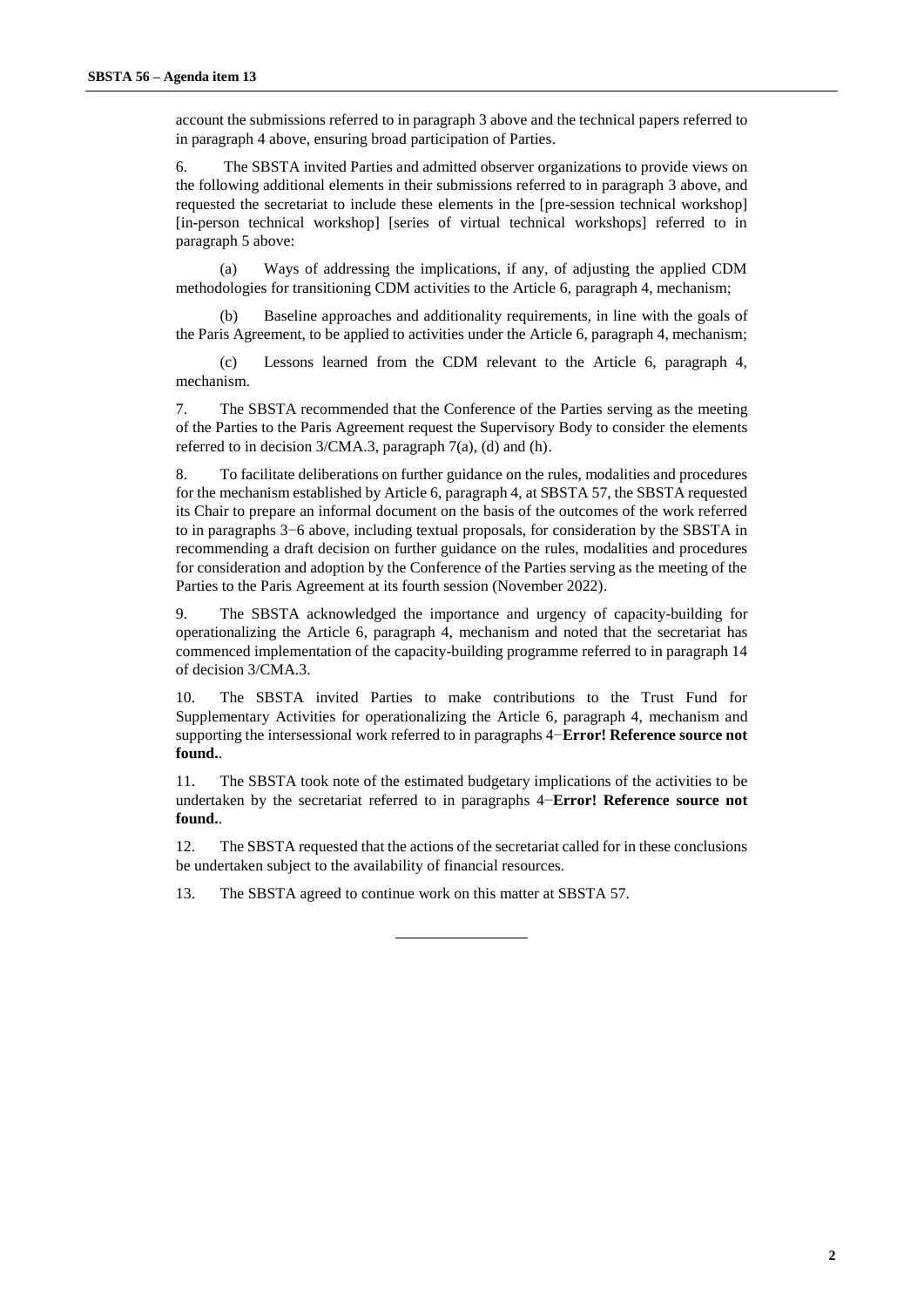account the submissions referred to in paragraph 3 above and the technical papers referred to in paragraph 4 above, ensuring broad participation of Parties.

6. The SBSTA invited Parties and admitted observer organizations to provide views on the following additional elements in their submissions referred to in paragraph 3 above, and requested the secretariat to include these elements in the [pre-session technical workshop] [in-person technical workshop] [series of virtual technical workshops] referred to in paragraph 5 above:

(a) Ways of addressing the implications, if any, of adjusting the applied CDM methodologies for transitioning CDM activities to the Article 6, paragraph 4, mechanism;

(b) Baseline approaches and additionality requirements, in line with the goals of the Paris Agreement, to be applied to activities under the Article 6, paragraph 4, mechanism;

(c) Lessons learned from the CDM relevant to the Article 6, paragraph 4, mechanism.

7. The SBSTA recommended that the Conference of the Parties serving as the meeting of the Parties to the Paris Agreement request the Supervisory Body to consider the elements referred to in decision 3/CMA.3, paragraph 7(a), (d) and (h).

8. To facilitate deliberations on further guidance on the rules, modalities and procedures for the mechanism established by Article 6, paragraph 4, at SBSTA 57, the SBSTA requested its Chair to prepare an informal document on the basis of the outcomes of the work referred to in paragraphs 3−6 above, including textual proposals, for consideration by the SBSTA in recommending a draft decision on further guidance on the rules, modalities and procedures for consideration and adoption by the Conference of the Parties serving as the meeting of the Parties to the Paris Agreement at its fourth session (November 2022).

9. The SBSTA acknowledged the importance and urgency of capacity-building for operationalizing the Article 6, paragraph 4, mechanism and noted that the secretariat has commenced implementation of the capacity-building programme referred to in paragraph 14 of decision 3/CMA.3.

10. The SBSTA invited Parties to make contributions to the Trust Fund for Supplementary Activities for operationalizing the Article 6, paragraph 4, mechanism and supporting the intersessional work referred to in paragraphs 4−**Error! Reference source not found.**.

11. The SBSTA took note of the estimated budgetary implications of the activities to be undertaken by the secretariat referred to in paragraphs 4−**Error! Reference source not found.**.

12. The SBSTA requested that the actions of the secretariat called for in these conclusions be undertaken subject to the availability of financial resources.

13. The SBSTA agreed to continue work on this matter at SBSTA 57.